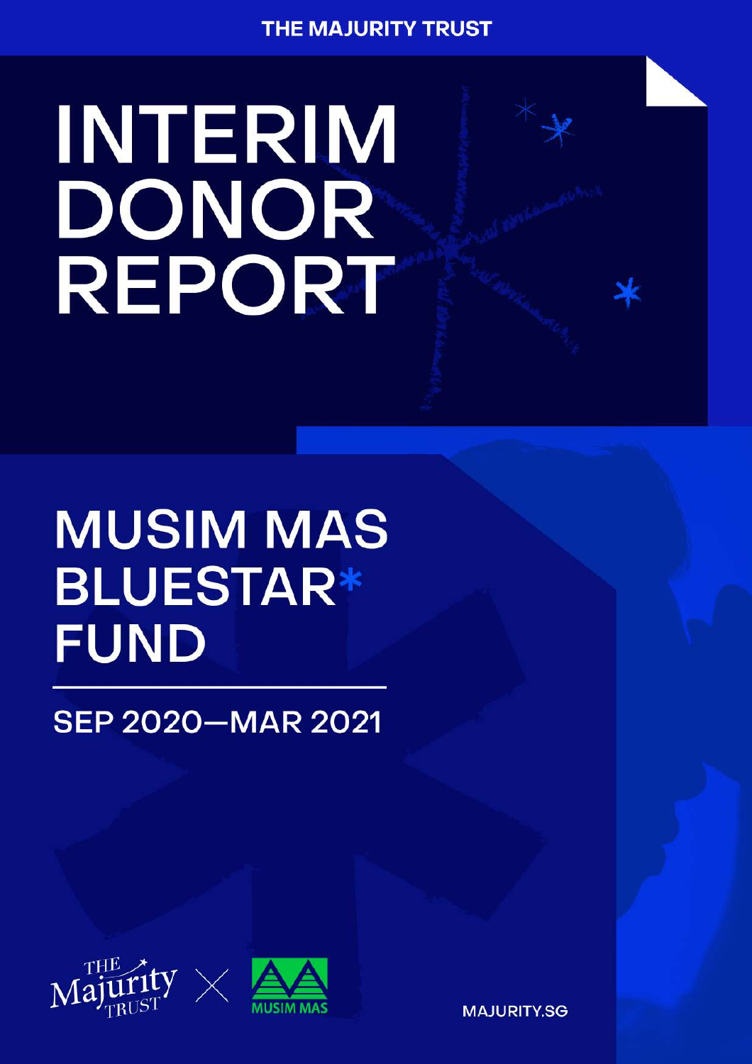THE MAJURITY TRUST

# INTERIM DONOR REPORT

# MUSIM MAS BLUESTAR* FUND

## SEP 2020—MAR 2021

THE Majurity TRUST × MUSIM MAS

MAJURITY.SG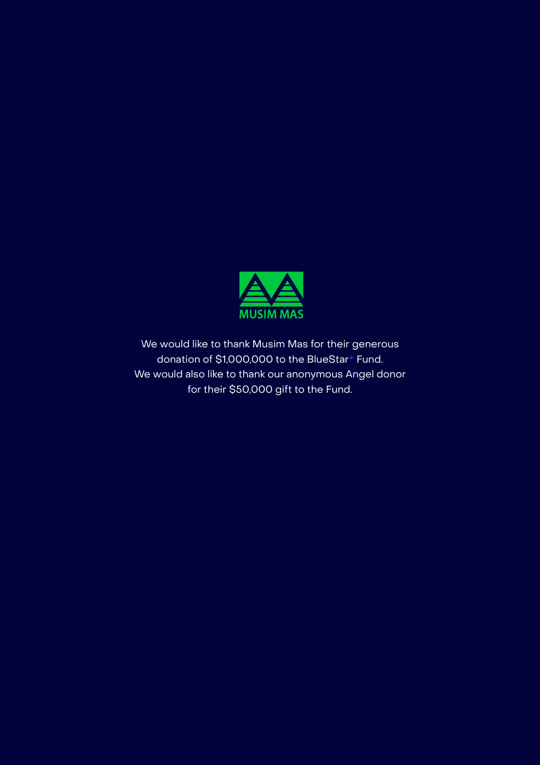MUSIM MAS

We would like to thank Musim Mas for their generous donation of $1,000,000 to the BlueStar* Fund.
We would also like to thank our anonymous Angel donor for their $50,000 gift to the Fund.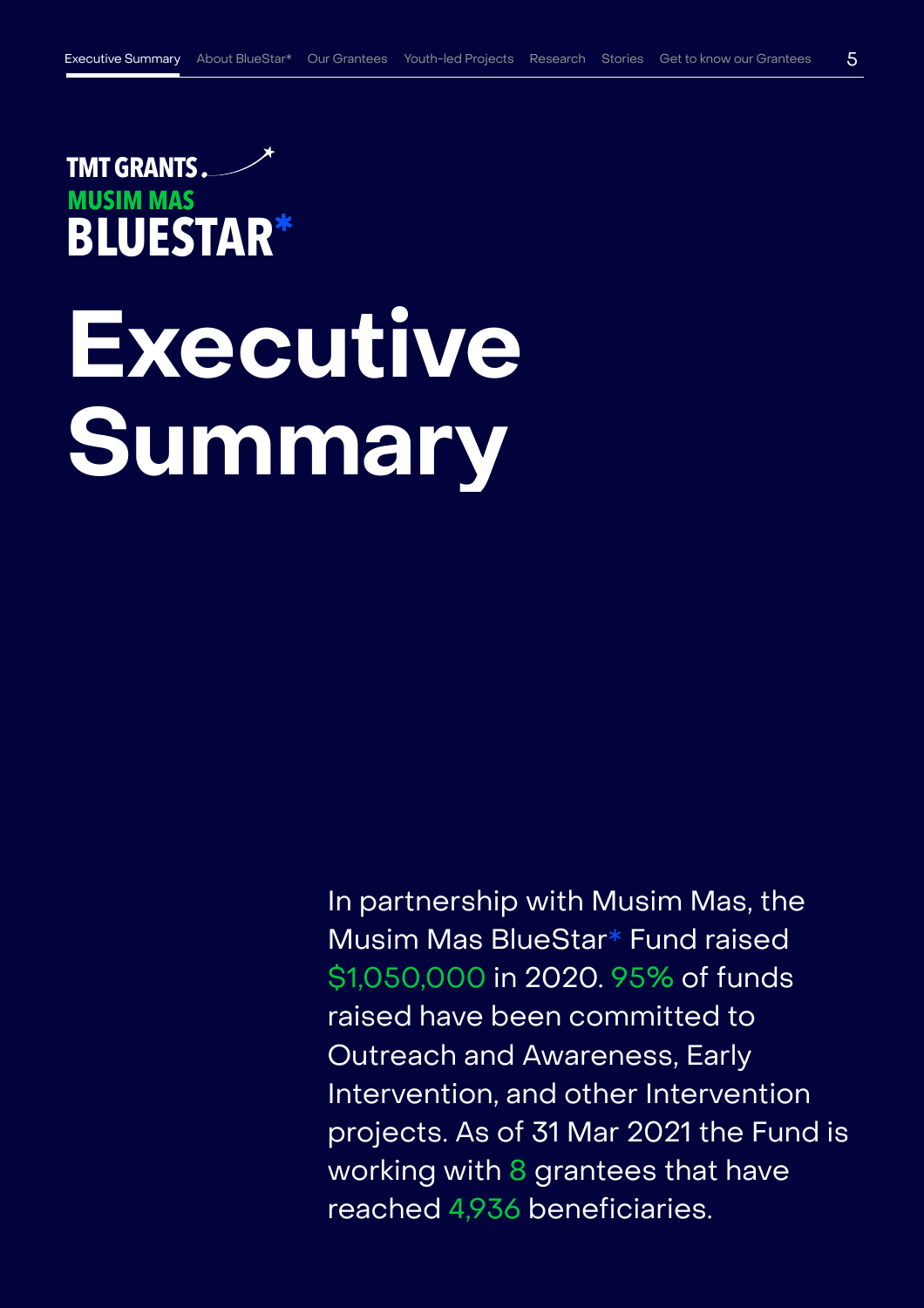TMT GRANTS.

MUSIM MAS

BLUESTAR*

# Executive Summary

In partnership with Musim Mas, the Musim Mas BlueStar* Fund raised $1,050,000 in 2020. 95% of funds raised have been committed to Outreach and Awareness, Early Intervention, and other Intervention projects. As of 31 Mar 2021 the Fund is working with 8 grantees that have reached 4,936 beneficiaries.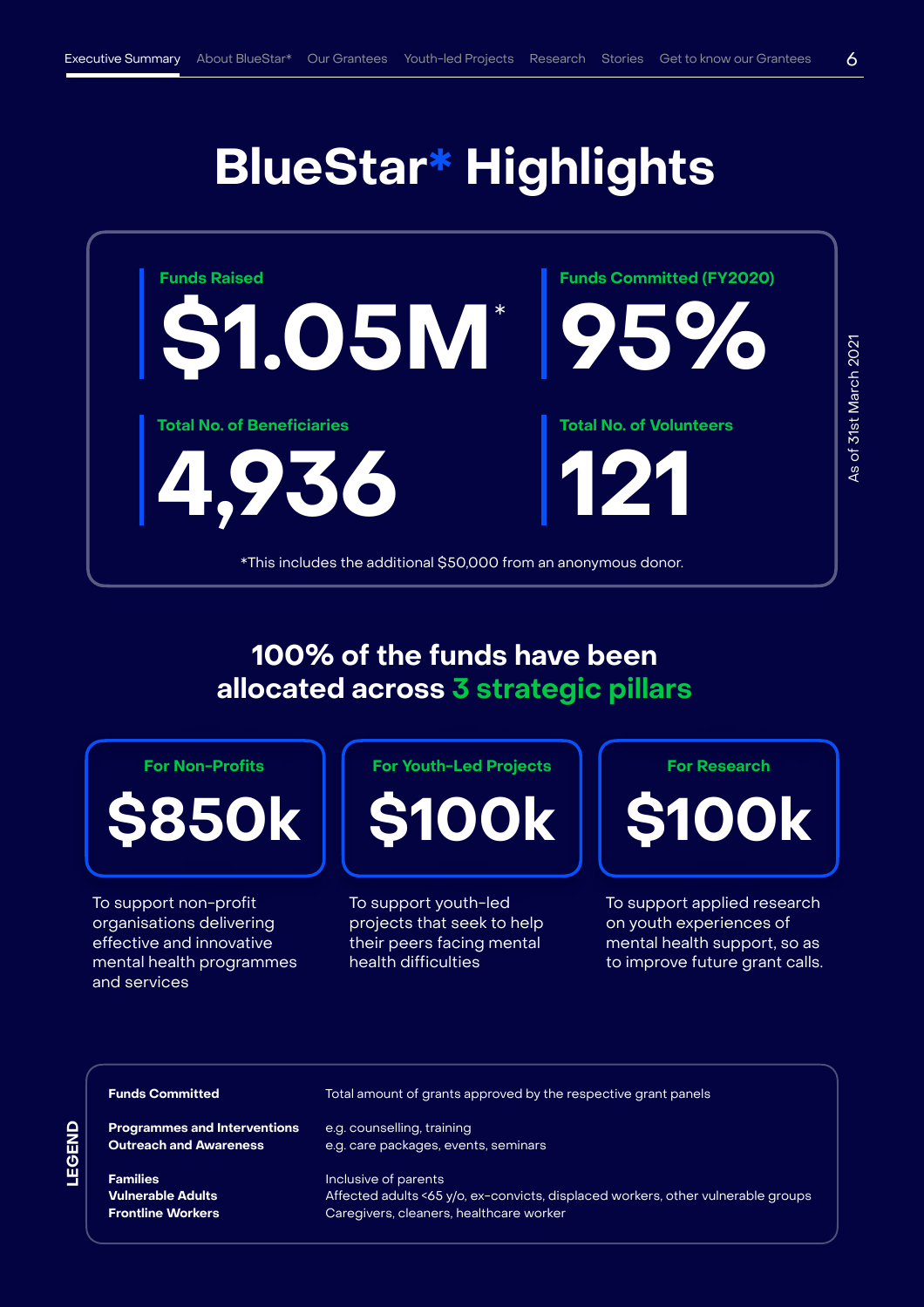# BlueStar* Highlights

*As of 31st March 2021*

**Funds Raised**

**$1.05M***

**Funds Committed (FY2020)**

**95%**

**Total No. of Beneficiaries**

**4,936**

**Total No. of Volunteers**

**121**

*This includes the additional $50,000 from an anonymous donor.

## 100% of the funds have been allocated across 3 strategic pillars

**For Non-Profits**

**$850k**

To support non-profit organisations delivering effective and innovative mental health programmes and services

**For Youth-Led Projects**

**$100k**

To support youth-led projects that seek to help their peers facing mental health difficulties

**For Research**

**$100k**

To support applied research on youth experiences of mental health support, so as to improve future grant calls.

**LEGEND**

| | |
|---|---|
| **Funds Committed** | Total amount of grants approved by the respective grant panels |
| **Programmes and Interventions** | e.g. counselling, training |
| **Outreach and Awareness** | e.g. care packages, events, seminars |
| **Families** | Inclusive of parents |
| **Vulnerable Adults** | Affected adults <65 y/o, ex-convicts, displaced workers, other vulnerable groups |
| **Frontline Workers** | Caregivers, cleaners, healthcare worker |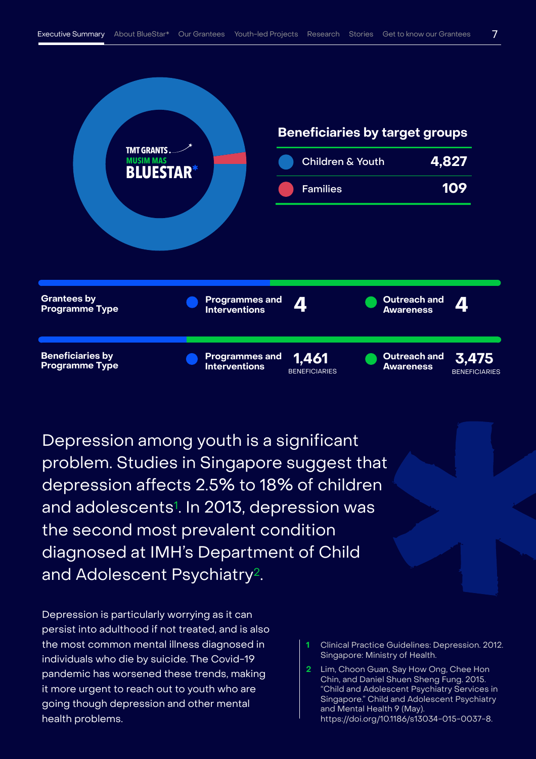TMT GRANTS
MUSIM MAS
BLUESTAR*

## Beneficiaries by target groups

| | |
|---|---|
| Children & Youth | 4,827 |
| Families | 109 |

**Grantees by Programme Type**

**Programmes and Interventions** 4

**Outreach and Awareness** 4

**Beneficiaries by Programme Type**

**Programmes and Interventions** 1,461 BENEFICIARIES

**Outreach and Awareness** 3,475 BENEFICIARIES

Depression among youth is a significant problem. Studies in Singapore suggest that depression affects 2.5% to 18% of children and adolescents[1]. In 2013, depression was the second most prevalent condition diagnosed at IMH's Department of Child and Adolescent Psychiatry[2].

Depression is particularly worrying as it can persist into adulthood if not treated, and is also the most common mental illness diagnosed in individuals who die by suicide. The Covid-19 pandemic has worsened these trends, making it more urgent to reach out to youth who are going though depression and other mental health problems.

1. Clinical Practice Guidelines: Depression. 2012. Singapore: Ministry of Health.
2. Lim, Choon Guan, Say How Ong, Chee Hon Chin, and Daniel Shuen Sheng Fung. 2015. "Child and Adolescent Psychiatry Services in Singapore." Child and Adolescent Psychiatry and Mental Health 9 (May). https://doi.org/10.1186/s13034-015-0037-8.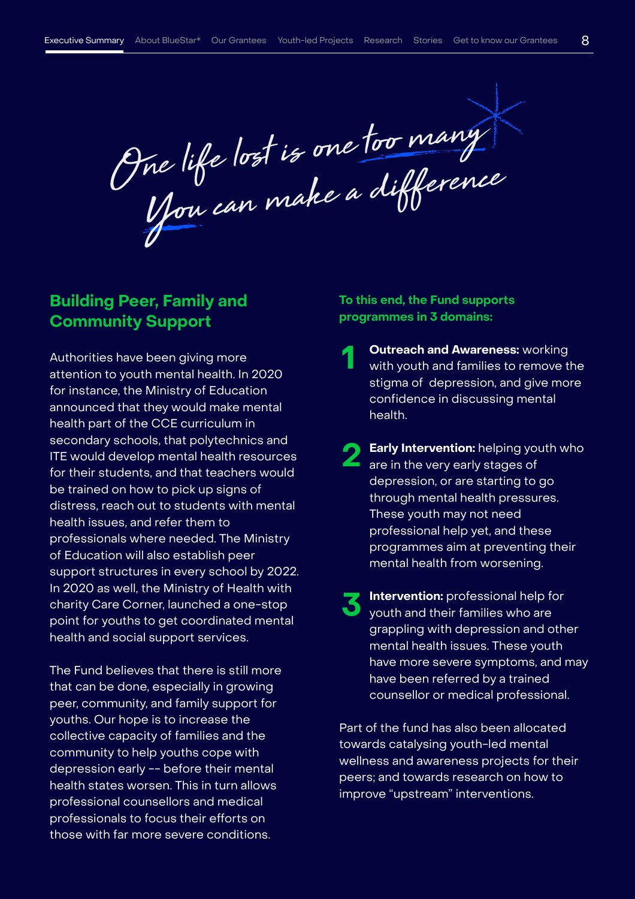*One life lost is one too many*
*You can make a difference*

## Building Peer, Family and Community Support

Authorities have been giving more attention to youth mental health. In 2020 for instance, the Ministry of Education announced that they would make mental health part of the CCE curriculum in secondary schools, that polytechnics and ITE would develop mental health resources for their students, and that teachers would be trained on how to pick up signs of distress, reach out to students with mental health issues, and refer them to professionals where needed. The Ministry of Education will also establish peer support structures in every school by 2022. In 2020 as well, the Ministry of Health with charity Care Corner, launched a one-stop point for youths to get coordinated mental health and social support services.

The Fund believes that there is still more that can be done, especially in growing peer, community, and family support for youths. Our hope is to increase the collective capacity of families and the community to help youths cope with depression early -- before their mental health states worsen. This in turn allows professional counsellors and medical professionals to focus their efforts on those with far more severe conditions.

**To this end, the Fund supports programmes in 3 domains:**

1. **Outreach and Awareness:** working with youth and families to remove the stigma of depression, and give more confidence in discussing mental health.

2. **Early Intervention:** helping youth who are in the very early stages of depression, or are starting to go through mental health pressures. These youth may not need professional help yet, and these programmes aim at preventing their mental health from worsening.

3. **Intervention:** professional help for youth and their families who are grappling with depression and other mental health issues. These youth have more severe symptoms, and may have been referred by a trained counsellor or medical professional.

Part of the fund has also been allocated towards catalysing youth-led mental wellness and awareness projects for their peers; and towards research on how to improve "upstream" interventions.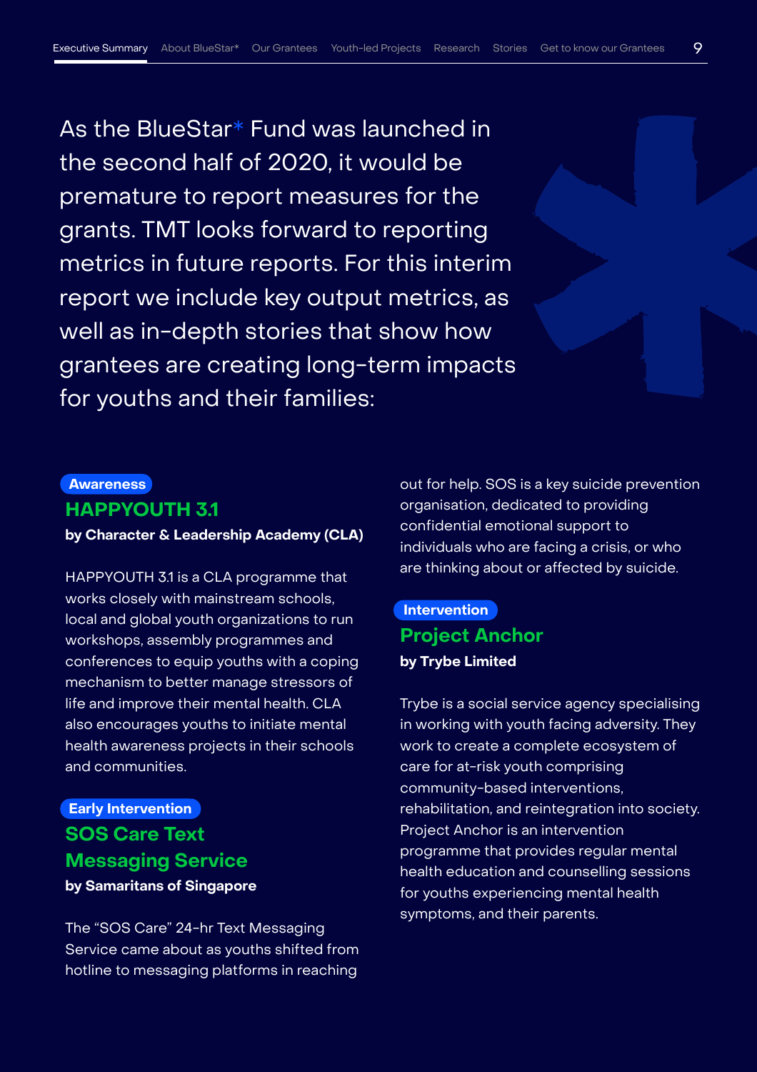As the BlueStar* Fund was launched in the second half of 2020, it would be premature to report measures for the grants. TMT looks forward to reporting metrics in future reports. For this interim report we include key output metrics, as well as in-depth stories that show how grantees are creating long-term impacts for youths and their families:

**Awareness**

## HAPPYOUTH 3.1

**by Character & Leadership Academy (CLA)**

HAPPYOUTH 3.1 is a CLA programme that works closely with mainstream schools, local and global youth organizations to run workshops, assembly programmes and conferences to equip youths with a coping mechanism to better manage stressors of life and improve their mental health. CLA also encourages youths to initiate mental health awareness projects in their schools and communities.

**Early Intervention**

## SOS Care Text Messaging Service

**by Samaritans of Singapore**

The "SOS Care" 24-hr Text Messaging Service came about as youths shifted from hotline to messaging platforms in reaching out for help. SOS is a key suicide prevention organisation, dedicated to providing confidential emotional support to individuals who are facing a crisis, or who are thinking about or affected by suicide.

**Intervention**

## Project Anchor

**by Trybe Limited**

Trybe is a social service agency specialising in working with youth facing adversity. They work to create a complete ecosystem of care for at-risk youth comprising community-based interventions, rehabilitation, and reintegration into society. Project Anchor is an intervention programme that provides regular mental health education and counselling sessions for youths experiencing mental health symptoms, and their parents.